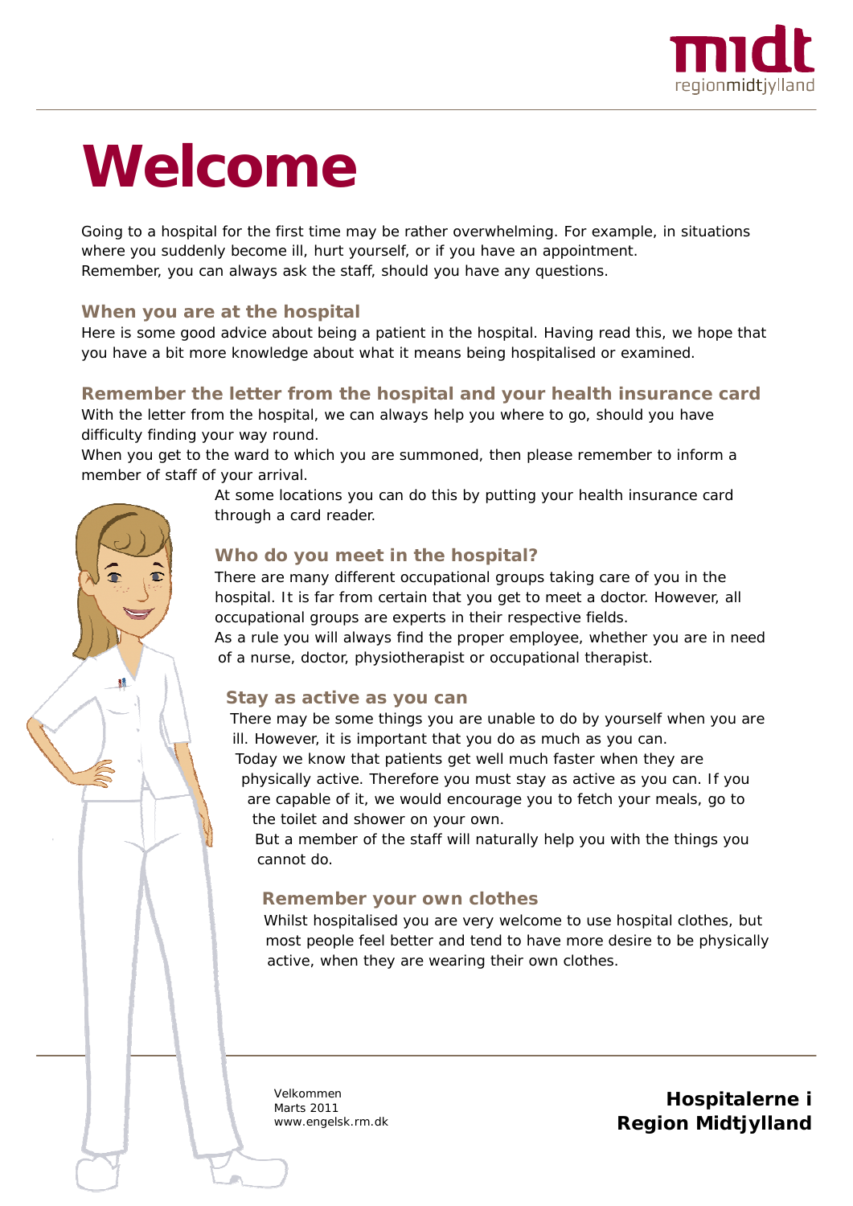# Welcome

Going to a hospital for the first time may be rather overwhelming. For example, in situations where you suddenly become ill, hurt yourself, or if you have an appointment. Remember, you can always ask the staff, should you have any questions.

### When you are at the hospital

Here is some good advice about being a patient in the hospital. Having read this, we hope that you have a bit more knowledge about what it means being hospitalised or examined.

### Remember the letter from the hospital and your health insurance card

With the letter from the hospital, we can always help you where to go, should you have difficulty finding your way round.
When you get to the ward to which you are summoned, then please remember to inform a member of staff of your arrival.
At some locations you can do this by putting your health insurance card through a card reader.

### Who do you meet in the hospital?

There are many different occupational groups taking care of you in the hospital. It is far from certain that you get to meet a doctor. However, all occupational groups are experts in their respective fields.
As a rule you will always find the proper employee, whether you are in need of a nurse, doctor, physiotherapist or occupational therapist.

### Stay as active as you can

There may be some things you are unable to do by yourself when you are ill. However, it is important that you do as much as you can.
Today we know that patients get well much faster when they are physically active. Therefore you must stay as active as you can. If you are capable of it, we would encourage you to fetch your meals, go to the toilet and shower on your own.
But a member of the staff will naturally help you with the things you cannot do.

### Remember your own clothes

Whilst hospitalised you are very welcome to use hospital clothes, but most people feel better and tend to have more desire to be physically active, when they are wearing their own clothes.

Velkommen
Marts 2011
www.engelsk.rm.dk

**Hospitalerne i Region Midtjylland**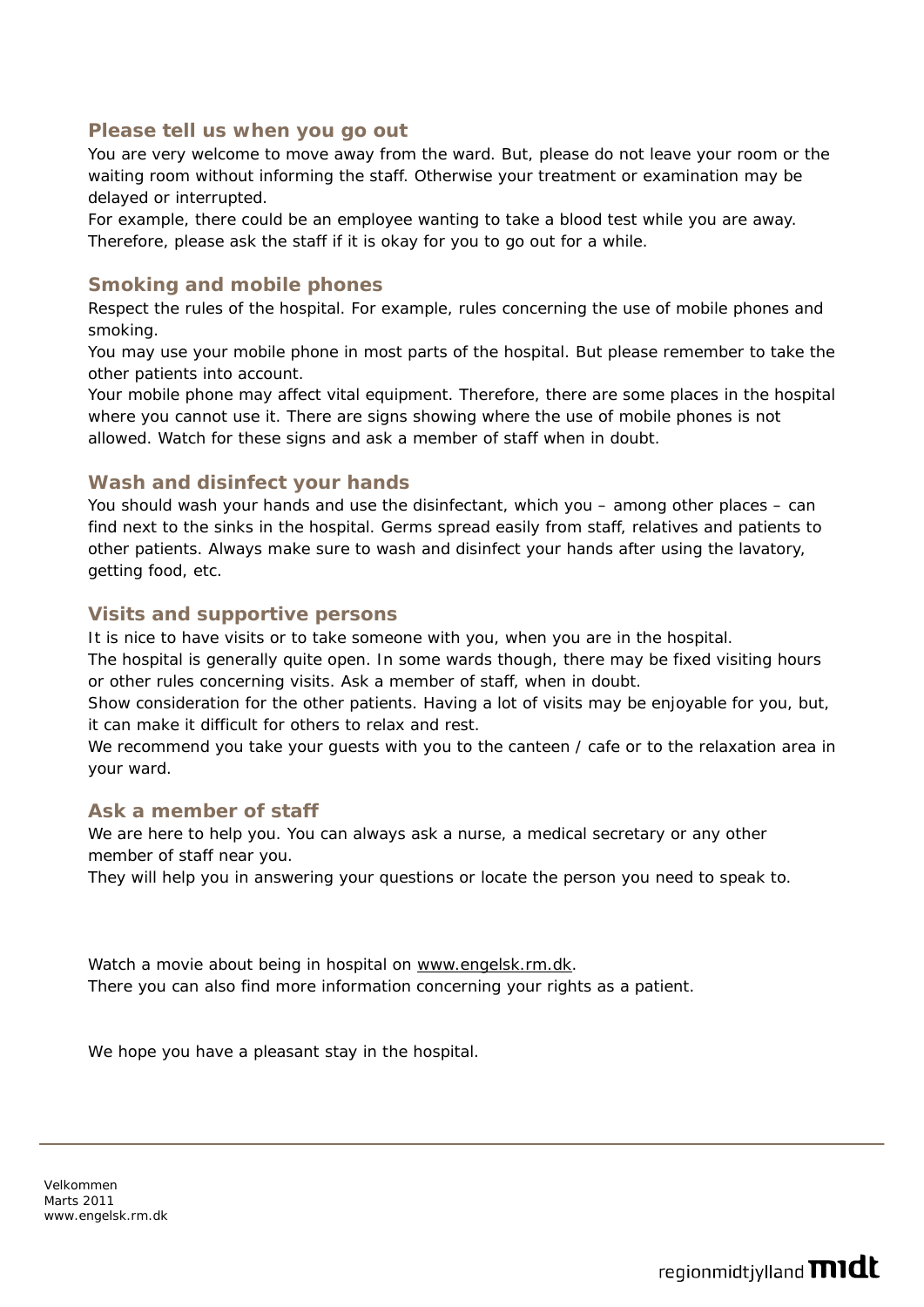## Please tell us when you go out

You are very welcome to move away from the ward. But, please do not leave your room or the waiting room without informing the staff. Otherwise your treatment or examination may be delayed or interrupted.
For example, there could be an employee wanting to take a blood test while you are away. Therefore, please ask the staff if it is okay for you to go out for a while.

## Smoking and mobile phones

Respect the rules of the hospital. For example, rules concerning the use of mobile phones and smoking.
You may use your mobile phone in most parts of the hospital. But please remember to take the other patients into account.
Your mobile phone may affect vital equipment. Therefore, there are some places in the hospital where you cannot use it. There are signs showing where the use of mobile phones is not allowed. Watch for these signs and ask a member of staff when in doubt.

## Wash and disinfect your hands

You should wash your hands and use the disinfectant, which you – among other places – can find next to the sinks in the hospital. Germs spread easily from staff, relatives and patients to other patients. Always make sure to wash and disinfect your hands after using the lavatory, getting food, etc.

## Visits and supportive persons

It is nice to have visits or to take someone with you, when you are in the hospital.
The hospital is generally quite open. In some wards though, there may be fixed visiting hours or other rules concerning visits. Ask a member of staff, when in doubt.
Show consideration for the other patients. Having a lot of visits may be enjoyable for you, but, it can make it difficult for others to relax and rest.
We recommend you take your guests with you to the canteen / cafe or to the relaxation area in your ward.

## Ask a member of staff

We are here to help you. You can always ask a nurse, a medical secretary or any other member of staff near you.
They will help you in answering your questions or locate the person you need to speak to.

Watch a movie about being in hospital on www.engelsk.rm.dk.
There you can also find more information concerning your rights as a patient.

We hope you have a pleasant stay in the hospital.

Velkommen
Marts 2011
www.engelsk.rm.dk

regionmidtjylland midt